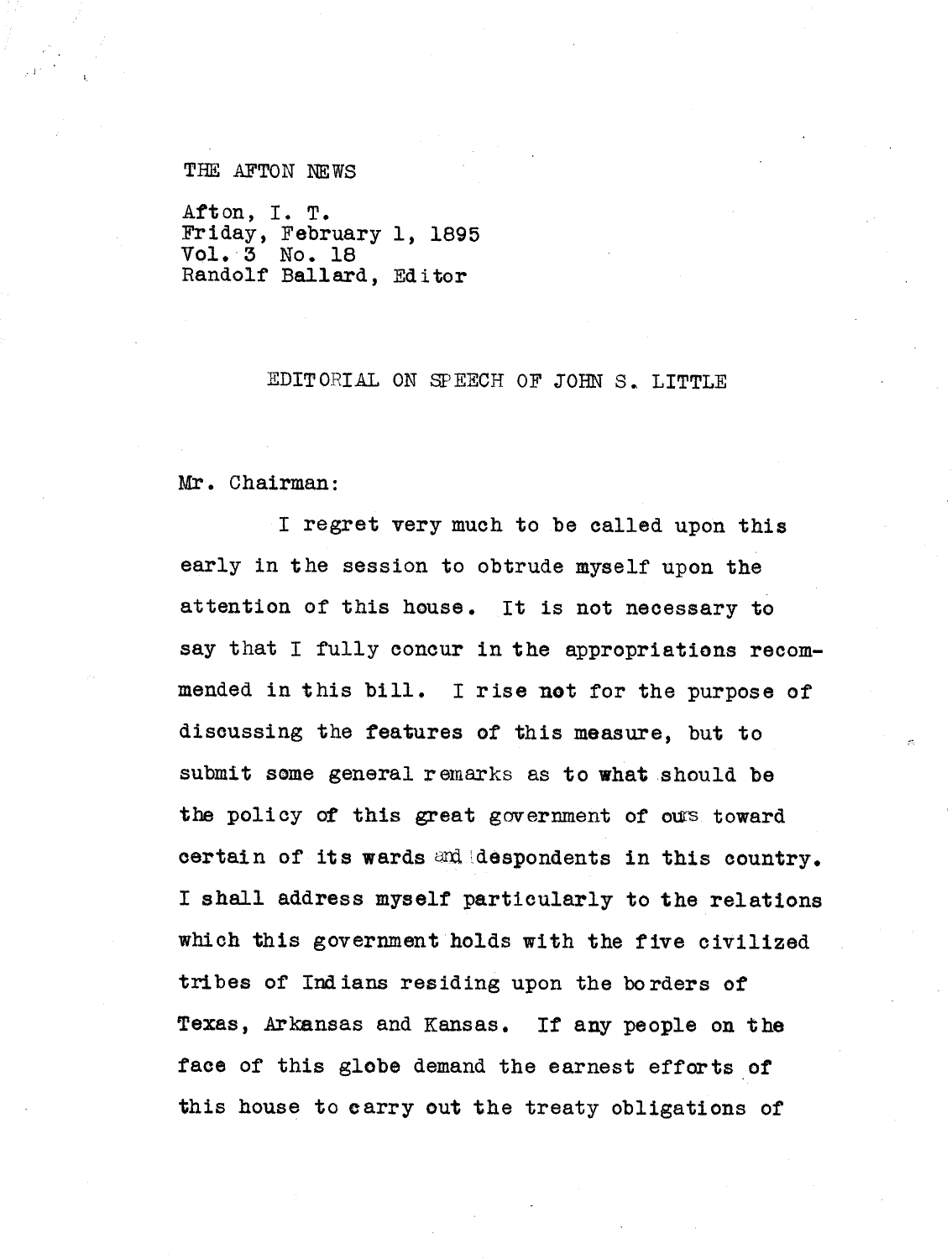THE AFTON NEWS

Afton, I. T.
Friday, February 1, 1895
Vol. 3 No. 18
Randolf Ballard, Editor

## EDITORIAL ON SPEECH OF JOHN S. LITTLE

Mr. Chairman:

I regret very much to be called upon this early in the session to obtrude myself upon the attention of this house. It is not necessary to say that I fully concur in the appropriations recommended in this bill. I rise not for the purpose of discussing the features of this measure, but to submit some general remarks as to what should be the policy of this great government of ours toward certain of its wards and despondents in this country. I shall address myself particularly to the relations which this government holds with the five civilized tribes of Indians residing upon the borders of Texas, Arkansas and Kansas. If any people on the face of this globe demand the earnest efforts of this house to carry out the treaty obligations of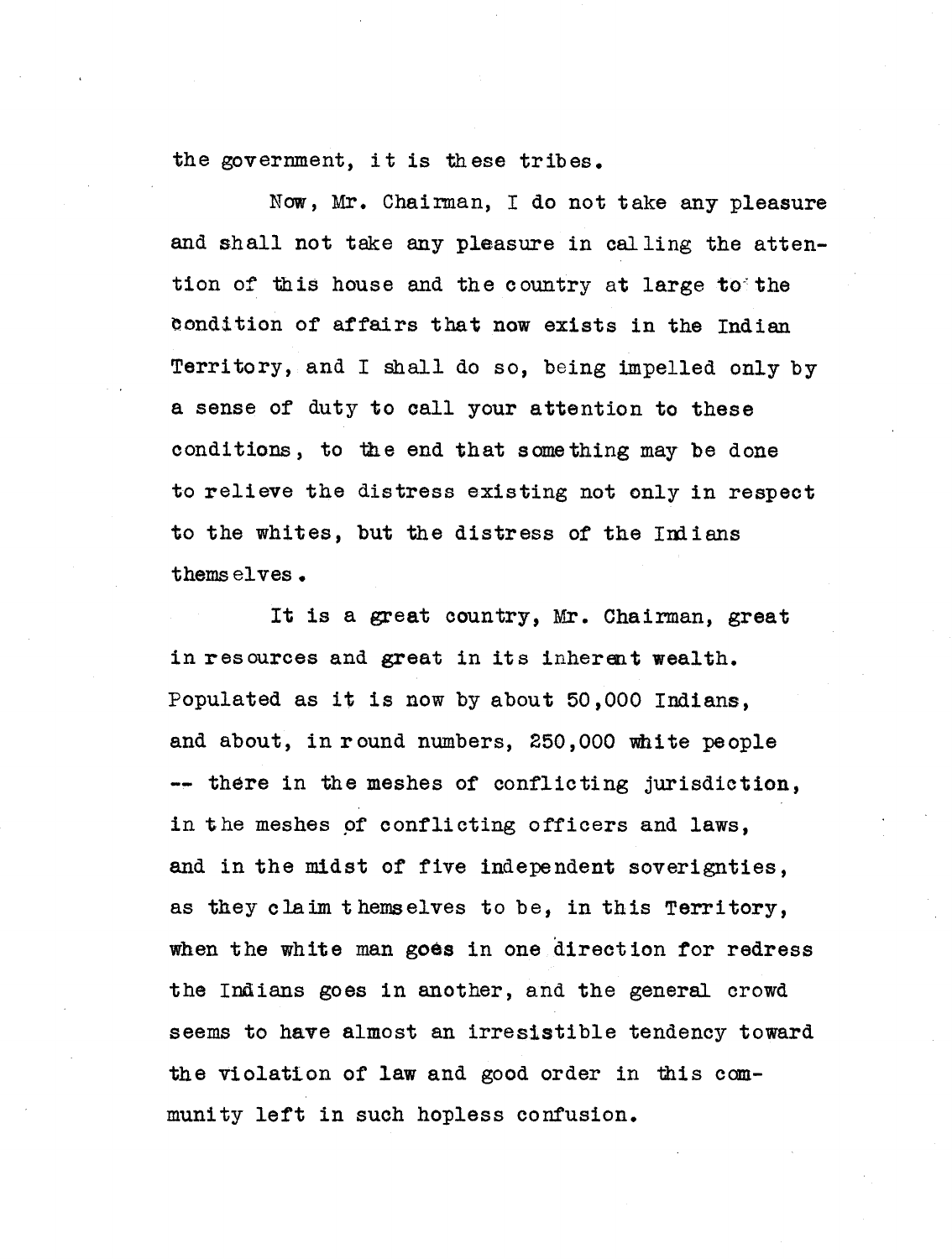the government, it is these tribes.

Now, Mr. Chairman, I do not take any pleasure and shall not take any pleasure in calling the attention of this house and the country at large to the condition of affairs that now exists in the Indian Territory, and I shall do so, being impelled only by a sense of duty to call your attention to these conditions, to the end that something may be done to relieve the distress existing not only in respect to the whites, but the distress of the Indians themselves.

It is a great country, Mr. Chairman, great in resources and great in its inherent wealth. Populated as it is now by about 50,000 Indians, and about, in round numbers, 250,000 white people -- there in the meshes of conflicting jurisdiction, in the meshes of conflicting officers and laws, and in the midst of five independent soverignties, as they claim themselves to be, in this Territory, when the white man goes in one direction for redress the Indians goes in another, and the general crowd seems to have almost an irresistible tendency toward the violation of law and good order in this community left in such hopless confusion.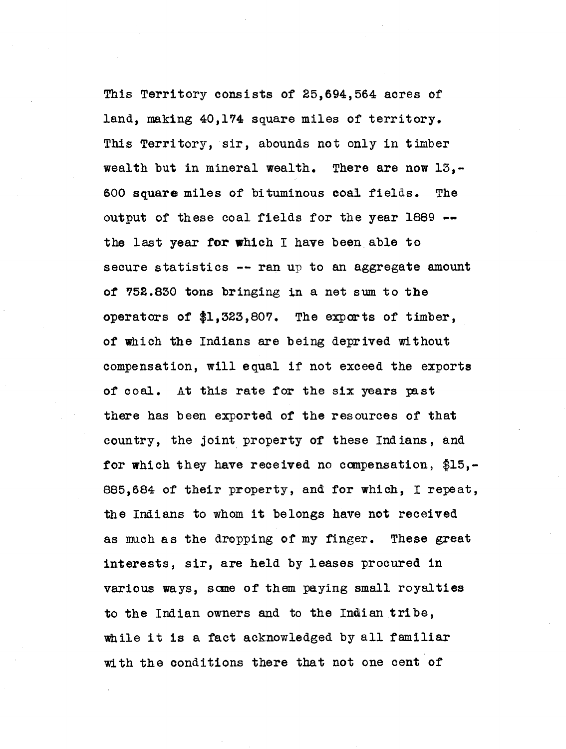This Territory consists of 25,694,564 acres of land, making 40,174 square miles of territory. This Territory, sir, abounds not only in timber wealth but in mineral wealth. There are now 13,600 square miles of bituminous coal fields. The output of these coal fields for the year 1889 -- the last year for which I have been able to secure statistics -- ran up to an aggregate amount of 752.830 tons bringing in a net sum to the operators of $1,323,807. The exports of timber, of which the Indians are being deprived without compensation, will equal if not exceed the exports of coal. At this rate for the six years past there has been exported of the resources of that country, the joint property of these Indians, and for which they have received no compensation, $15,885,684 of their property, and for which, I repeat, the Indians to whom it belongs have not received as much as the dropping of my finger. These great interests, sir, are held by leases procured in various ways, some of them paying small royalties to the Indian owners and to the Indian tribe, while it is a fact acknowledged by all familiar with the conditions there that not one cent of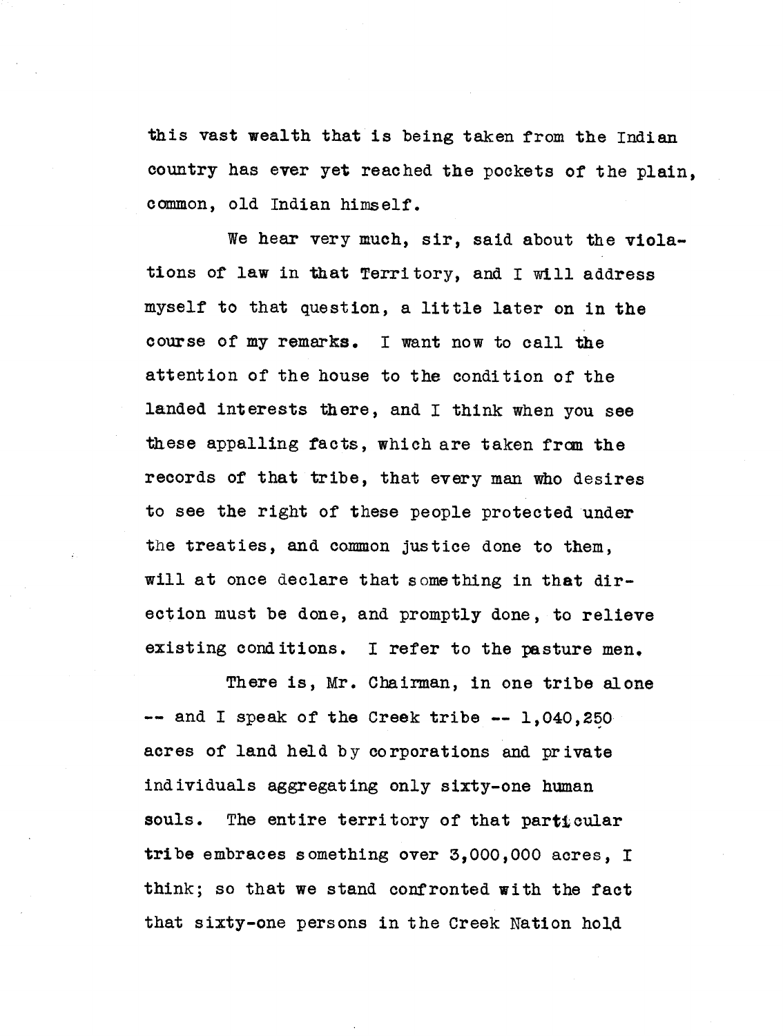this vast wealth that is being taken from the Indian country has ever yet reached the pockets of the plain, common, old Indian himself.

We hear very much, sir, said about the violations of law in that Territory, and I will address myself to that question, a little later on in the course of my remarks. I want now to call the attention of the house to the condition of the landed interests there, and I think when you see these appalling facts, which are taken from the records of that tribe, that every man who desires to see the right of these people protected under the treaties, and common justice done to them, will at once declare that something in that direction must be done, and promptly done, to relieve existing conditions. I refer to the pasture men.

There is, Mr. Chairman, in one tribe alone -- and I speak of the Creek tribe -- 1,040,250 acres of land held by corporations and private individuals aggregating only sixty-one human souls. The entire territory of that particular tribe embraces something over 3,000,000 acres, I think; so that we stand confronted with the fact that sixty-one persons in the Creek Nation hold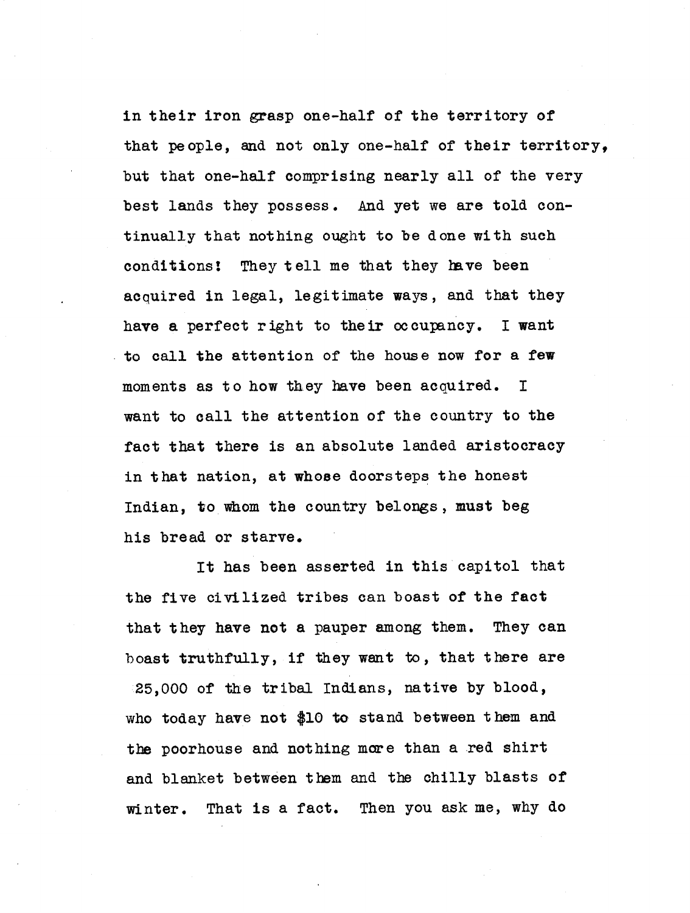in their iron grasp one-half of the territory of that people, and not only one-half of their territory, but that one-half comprising nearly all of the very best lands they possess. And yet we are told continually that nothing ought to be done with such conditions! They tell me that they have been acquired in legal, legitimate ways, and that they have a perfect right to their occupancy. I want to call the attention of the house now for a few moments as to how they have been acquired. I want to call the attention of the country to the fact that there is an absolute landed aristocracy in that nation, at whose doorsteps the honest Indian, to whom the country belongs, must beg his bread or starve.

It has been asserted in this capitol that the five civilized tribes can boast of the fact that they have not a pauper among them. They can boast truthfully, if they want to, that there are 25,000 of the tribal Indians, native by blood, who today have not $10 to stand between them and the poorhouse and nothing more than a red shirt and blanket between them and the chilly blasts of winter. That is a fact. Then you ask me, why do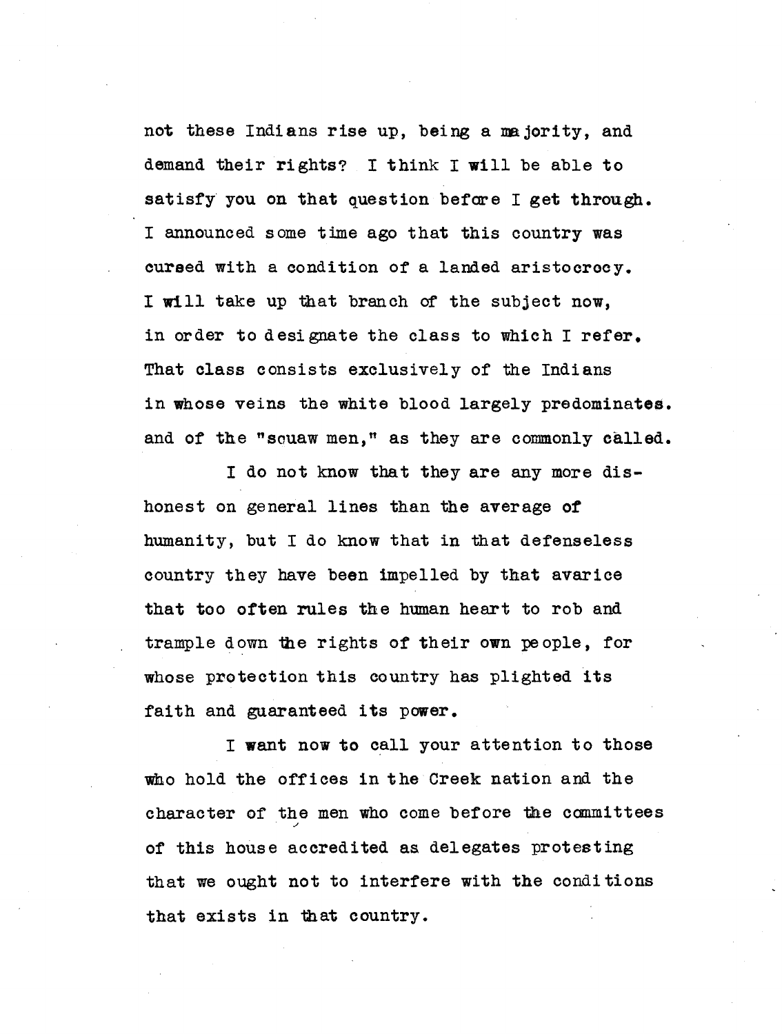not these Indians rise up, being a majority, and demand their rights? I think I will be able to satisfy you on that question before I get through. I announced some time ago that this country was cursed with a condition of a landed aristocrocy. I will take up that branch of the subject now, in order to designate the class to which I refer. That class consists exclusively of the Indians in whose veins the white blood largely predominates. and of the "squaw men," as they are commonly called.

I do not know that they are any more dishonest on general lines than the average of humanity, but I do know that in that defenseless country they have been impelled by that avarice that too often rules the human heart to rob and trample down the rights of their own people, for whose protection this country has plighted its faith and guaranteed its power.

I want now to call your attention to those who hold the offices in the Creek nation and the character of the men who come before the committees of this house accredited as delegates protesting that we ought not to interfere with the conditions that exists in that country.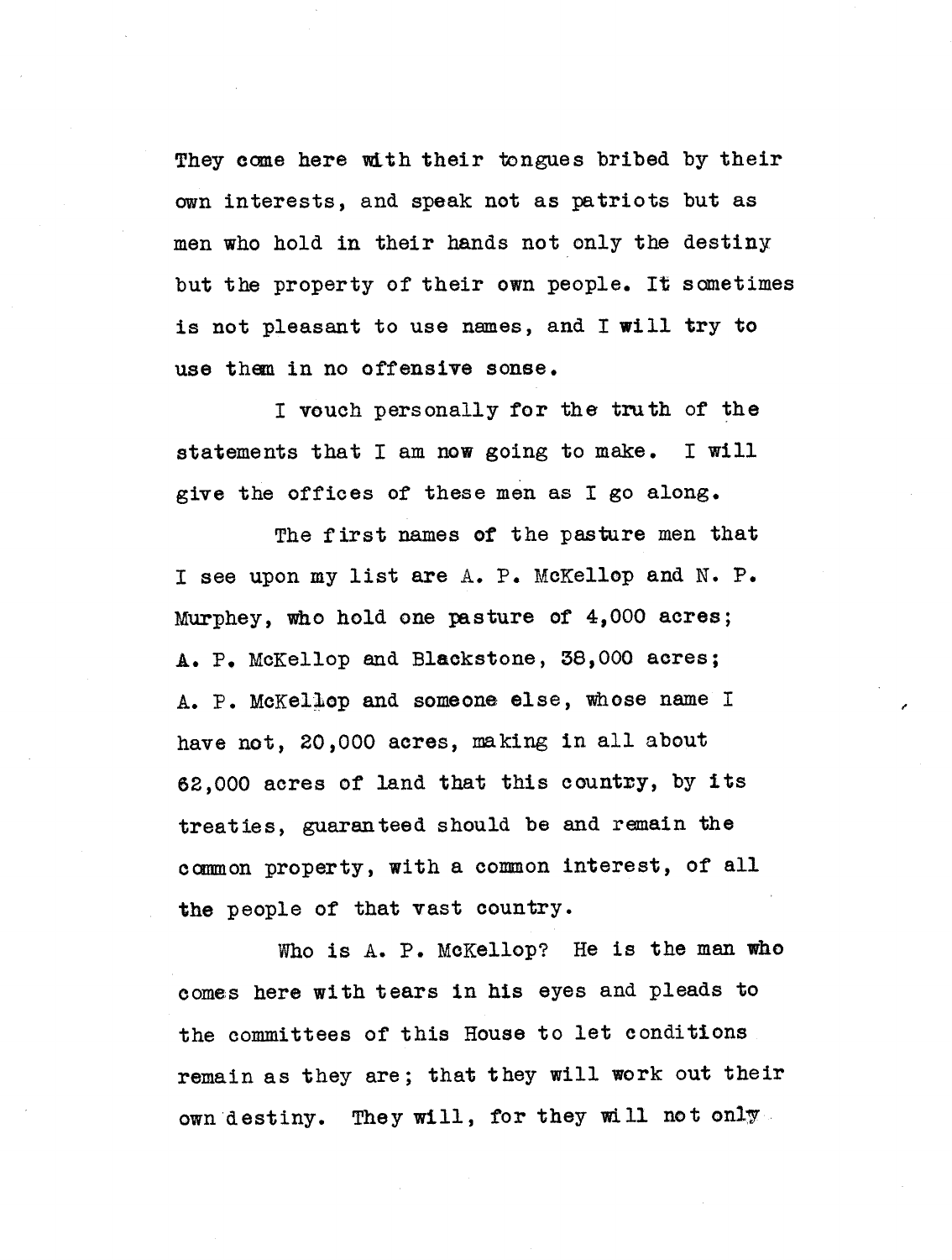They come here with their tongues bribed by their own interests, and speak not as patriots but as men who hold in their hands not only the destiny but the property of their own people. It sometimes is not pleasant to use names, and I will try to use them in no offensive sonse.

I vouch personally for the truth of the statements that I am now going to make. I will give the offices of these men as I go along.

The first names of the pasture men that I see upon my list are A. P. McKellop and N. P. Murphey, who hold one pasture of 4,000 acres; A. P. McKellop and Blackstone, 38,000 acres; A. P. McKellop and someone else, whose name I have not, 20,000 acres, making in all about 62,000 acres of land that this country, by its treaties, guaranteed should be and remain the common property, with a common interest, of all the people of that vast country.

Who is A. P. McKellop? He is the man who comes here with tears in his eyes and pleads to the committees of this House to let conditions remain as they are; that they will work out their own destiny. They will, for they will not only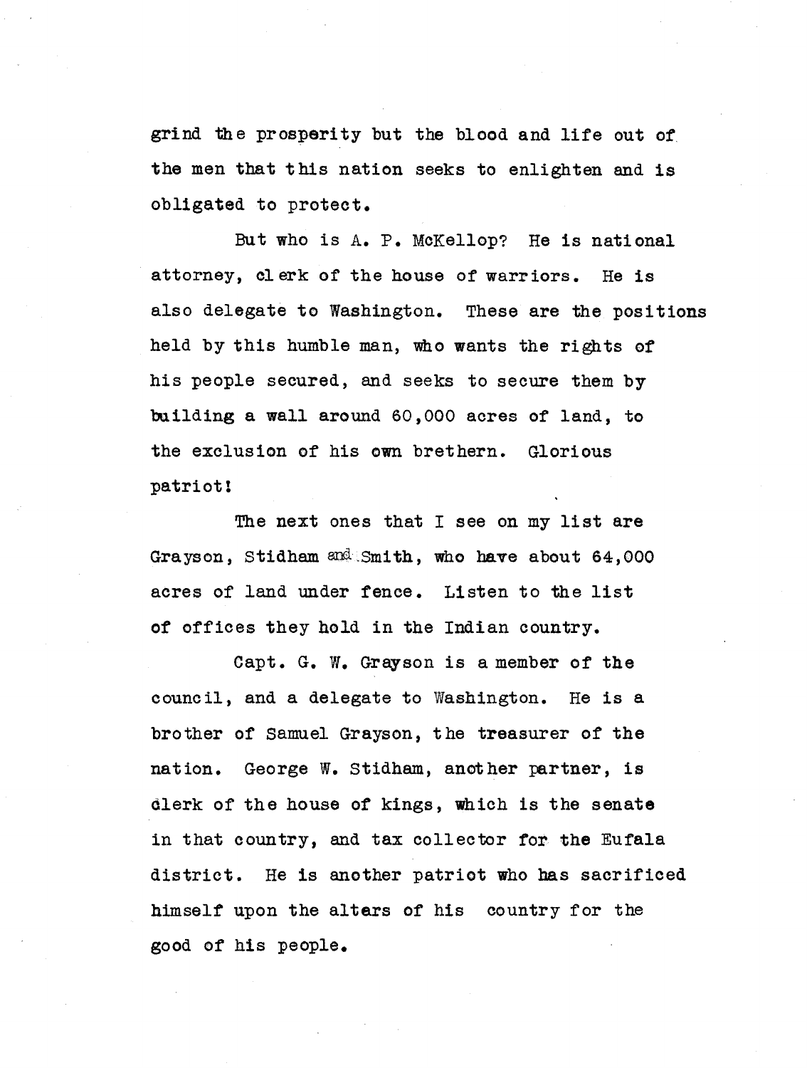grind the prosperity but the blood and life out of the men that this nation seeks to enlighten and is obligated to protect.

But who is A. P. McKellop? He is national attorney, clerk of the house of warriors. He is also delegate to Washington. These are the positions held by this humble man, who wants the rights of his people secured, and seeks to secure them by building a wall around 60,000 acres of land, to the exclusion of his own brethern. Glorious patriot!

The next ones that I see on my list are Grayson, Stidham and Smith, who have about 64,000 acres of land under fence. Listen to the list of offices they hold in the Indian country.

Capt. G. W. Grayson is a member of the council, and a delegate to Washington. He is a brother of Samuel Grayson, the treasurer of the nation. George W. Stidham, another partner, is clerk of the house of kings, which is the senate in that country, and tax collector for the Eufala district. He is another patriot who has sacrificed himself upon the altars of his country for the good of his people.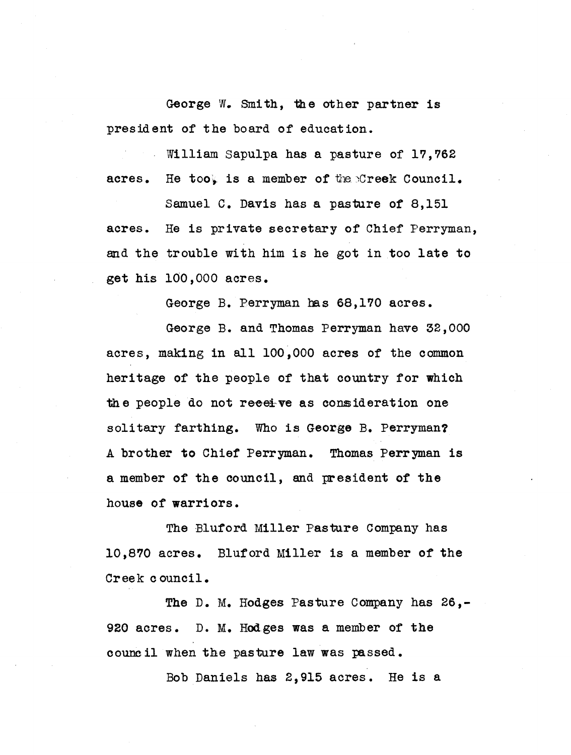George W. Smith, the other partner is president of the board of education.

William Sapulpa has a pasture of 17,762 acres. He too, is a member of the Creek Council.

Samuel C. Davis has a pasture of 8,151 acres. He is private secretary of Chief Perryman, and the trouble with him is he got in too late to get his 100,000 acres.

George B. Perryman has 68,170 acres.

George B. and Thomas Perryman have 32,000 acres, making in all 100,000 acres of the common heritage of the people of that country for which the people do not receive as consideration one solitary farthing. Who is George B. Perryman? A brother to Chief Perryman. Thomas Perryman is a member of the council, and president of the house of warriors.

The Bluford Miller Pasture Company has 10,870 acres. Bluford Miller is a member of the Creek council.

The D. M. Hodges Pasture Company has 26,-920 acres. D. M. Hodges was a member of the council when the pasture law was passed.

Bob Daniels has 2,915 acres. He is a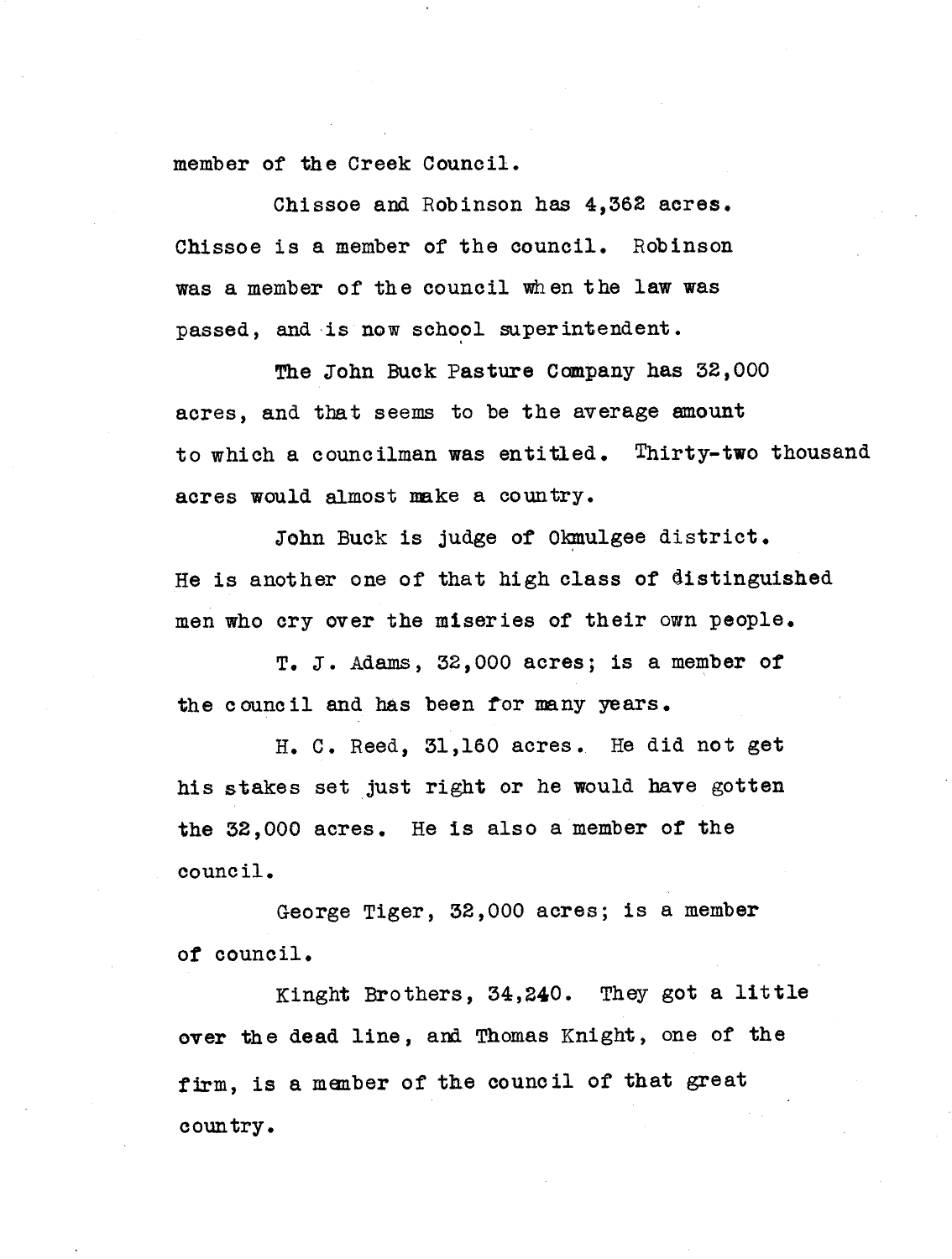member of the Creek Council.

Chissoe and Robinson has 4,362 acres. Chissoe is a member of the council. Robinson was a member of the council when the law was passed, and is now school superintendent.

The John Buck Pasture Company has 32,000 acres, and that seems to be the average amount to which a councilman was entitled. Thirty-two thousand acres would almost make a country.

John Buck is judge of Okmulgee district. He is another one of that high class of distinguished men who cry over the miseries of their own people.

T. J. Adams, 32,000 acres; is a member of the council and has been for many years.

H. C. Reed, 31,160 acres. He did not get his stakes set just right or he would have gotten the 32,000 acres. He is also a member of the council.

George Tiger, 32,000 acres; is a member of council.

Kinght Brothers, 34,240. They got a little over the dead line, and Thomas Knight, one of the firm, is a member of the council of that great country.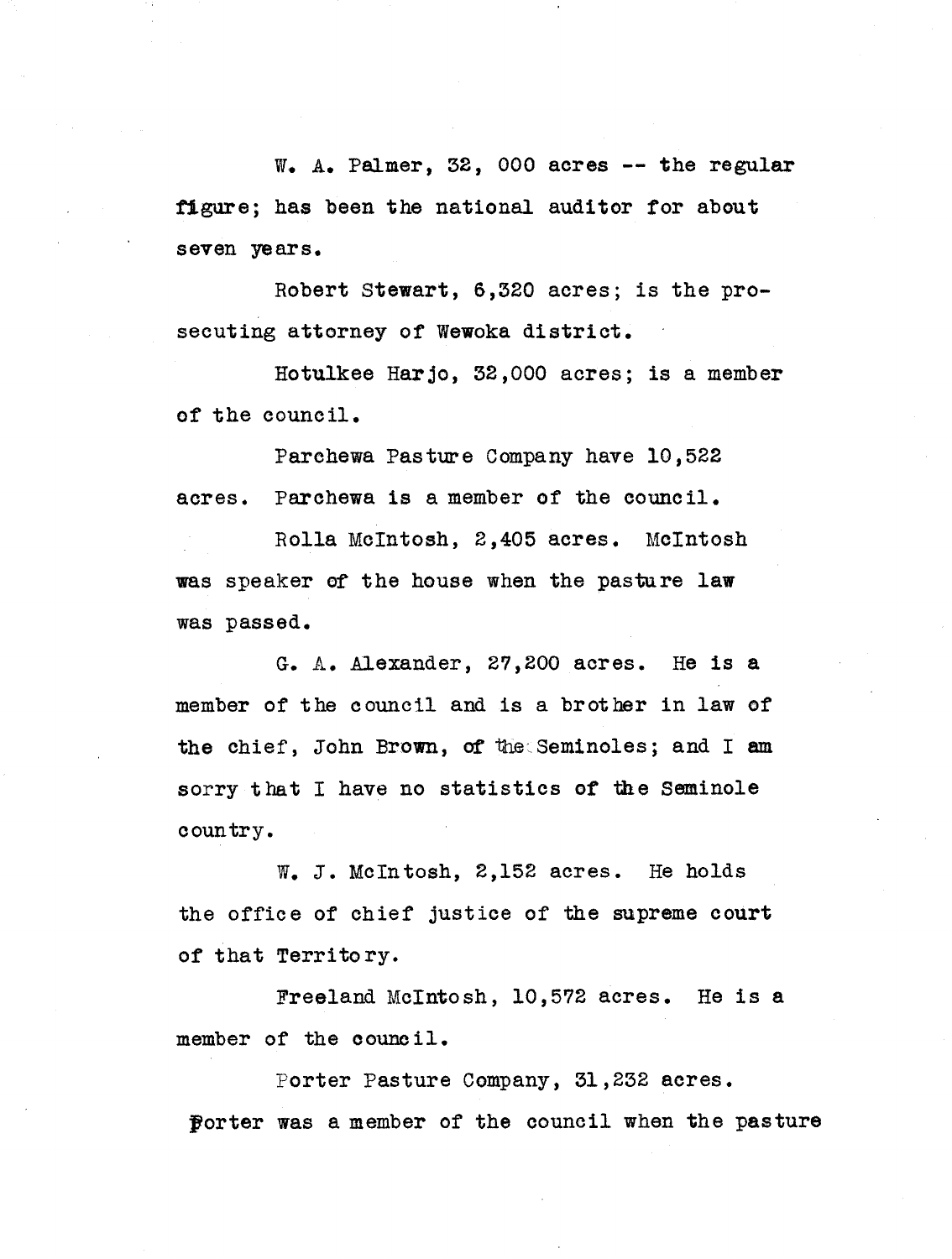W. A. Palmer, 32, 000 acres -- the regular figure; has been the national auditor for about seven years.

Robert Stewart, 6,320 acres; is the prosecuting attorney of Wewoka district.

Hotulkee Harjo, 32,000 acres; is a member of the council.

Parchewa Pasture Company have 10,522 acres. Parchewa is a member of the council.

Rolla McIntosh, 2,405 acres. McIntosh was speaker of the house when the pasture law was passed.

G. A. Alexander, 27,200 acres. He is a member of the council and is a brother in law of the chief, John Brown, of the Seminoles; and I am sorry that I have no statistics of the Seminole country.

W. J. McIntosh, 2,152 acres. He holds the office of chief justice of the supreme court of that Territory.

Freeland McIntosh, 10,572 acres. He is a member of the council.

Porter Pasture Company, 31,232 acres. Porter was a member of the council when the pasture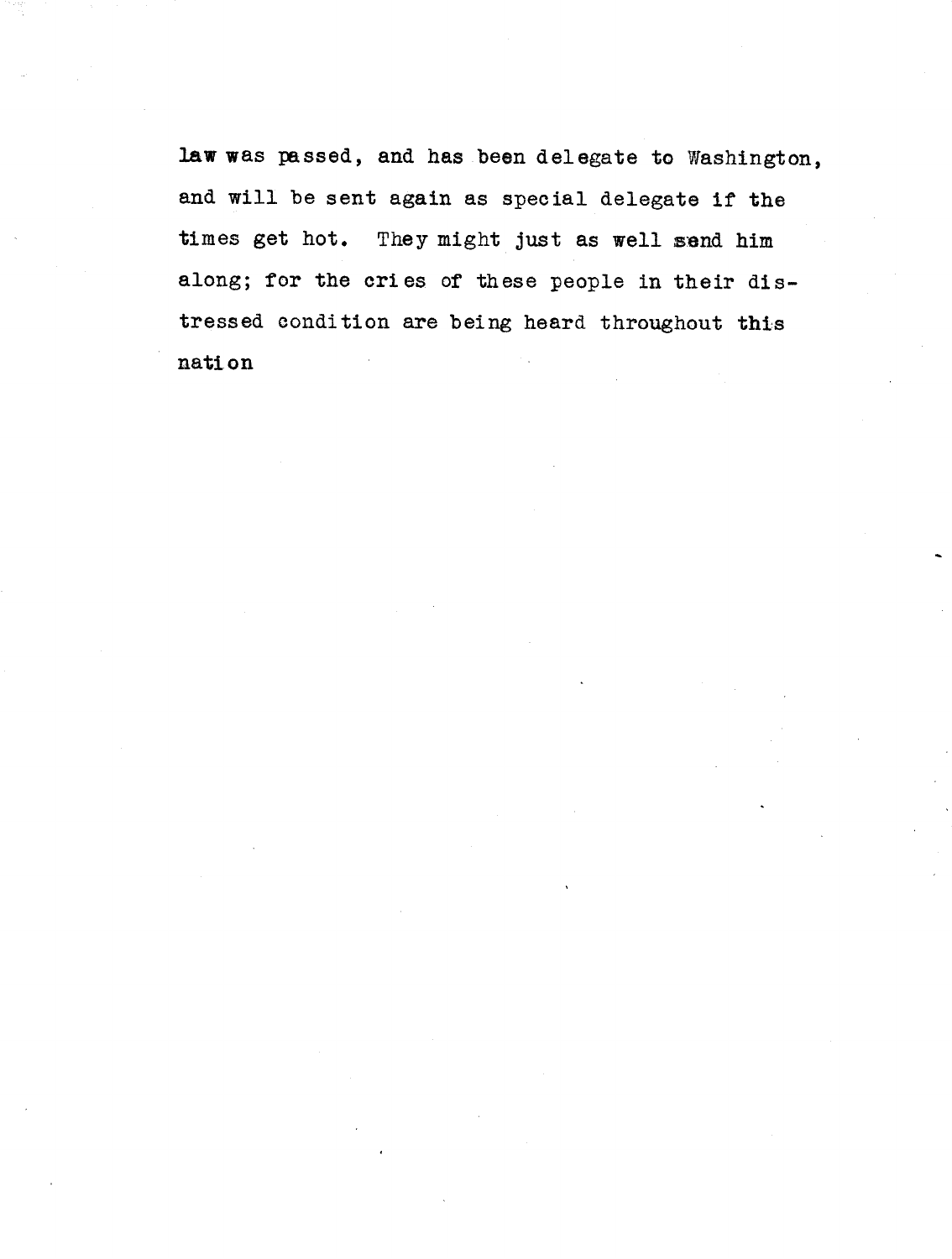law was passed, and has been delegate to Washington, and will be sent again as special delegate if the times get hot. They might just as well send him along; for the cries of these people in their distressed condition are being heard throughout this nation